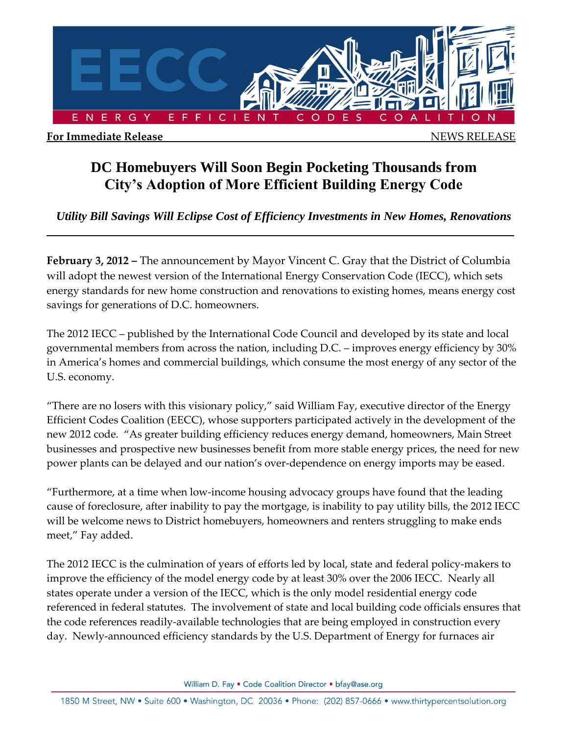**For Immediate Release** NEWS RELEASE

# DC Homebuyers Will Soon Begin Pocketing Thousands from City's Adoption of More Efficient Building Energy Code

***Utility Bill Savings Will Eclipse Cost of Efficiency Investments in New Homes, Renovations***

---

**February 3, 2012 –** The announcement by Mayor Vincent C. Gray that the District of Columbia will adopt the newest version of the International Energy Conservation Code (IECC), which sets energy standards for new home construction and renovations to existing homes, means energy cost savings for generations of D.C. homeowners.

The 2012 IECC – published by the International Code Council and developed by its state and local governmental members from across the nation, including D.C. – improves energy efficiency by 30% in America's homes and commercial buildings, which consume the most energy of any sector of the U.S. economy.

"There are no losers with this visionary policy," said William Fay, executive director of the Energy Efficient Codes Coalition (EECC), whose supporters participated actively in the development of the new 2012 code. "As greater building efficiency reduces energy demand, homeowners, Main Street businesses and prospective new businesses benefit from more stable energy prices, the need for new power plants can be delayed and our nation's over-dependence on energy imports may be eased.

"Furthermore, at a time when low-income housing advocacy groups have found that the leading cause of foreclosure, after inability to pay the mortgage, is inability to pay utility bills, the 2012 IECC will be welcome news to District homebuyers, homeowners and renters struggling to make ends meet," Fay added.

The 2012 IECC is the culmination of years of efforts led by local, state and federal policy-makers to improve the efficiency of the model energy code by at least 30% over the 2006 IECC. Nearly all states operate under a version of the IECC, which is the only model residential energy code referenced in federal statutes. The involvement of state and local building code officials ensures that the code references readily-available technologies that are being employed in construction every day. Newly-announced efficiency standards by the U.S. Department of Energy for furnaces air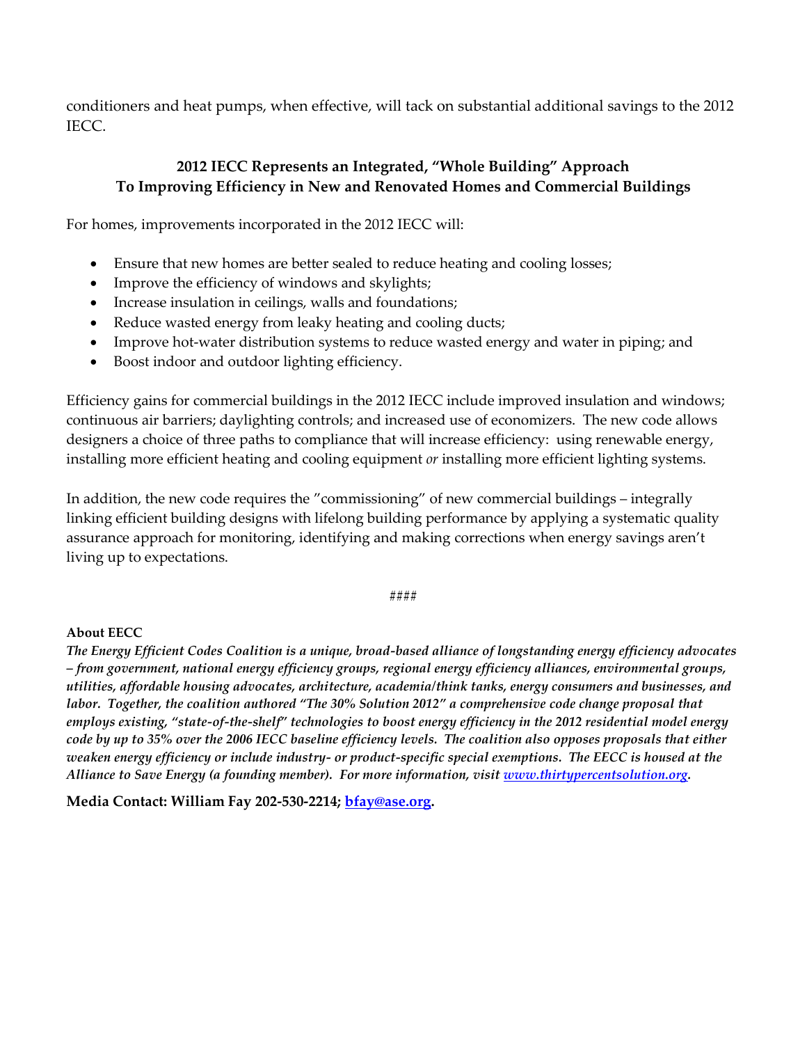conditioners and heat pumps, when effective, will tack on substantial additional savings to the 2012 IECC.

## 2012 IECC Represents an Integrated, "Whole Building" Approach To Improving Efficiency in New and Renovated Homes and Commercial Buildings

For homes, improvements incorporated in the 2012 IECC will:

- Ensure that new homes are better sealed to reduce heating and cooling losses;
- Improve the efficiency of windows and skylights;
- Increase insulation in ceilings, walls and foundations;
- Reduce wasted energy from leaky heating and cooling ducts;
- Improve hot-water distribution systems to reduce wasted energy and water in piping; and
- Boost indoor and outdoor lighting efficiency.

Efficiency gains for commercial buildings in the 2012 IECC include improved insulation and windows; continuous air barriers; daylighting controls; and increased use of economizers. The new code allows designers a choice of three paths to compliance that will increase efficiency: using renewable energy, installing more efficient heating and cooling equipment *or* installing more efficient lighting systems.

In addition, the new code requires the "commissioning" of new commercial buildings – integrally linking efficient building designs with lifelong building performance by applying a systematic quality assurance approach for monitoring, identifying and making corrections when energy savings aren't living up to expectations.

####

**About EECC**

***The Energy Efficient Codes Coalition is a unique, broad-based alliance of longstanding energy efficiency advocates – from government, national energy efficiency groups, regional energy efficiency alliances, environmental groups, utilities, affordable housing advocates, architecture, academia/think tanks, energy consumers and businesses, and labor. Together, the coalition authored "The 30% Solution 2012" a comprehensive code change proposal that employs existing, "state-of-the-shelf" technologies to boost energy efficiency in the 2012 residential model energy code by up to 35% over the 2006 IECC baseline efficiency levels. The coalition also opposes proposals that either weaken energy efficiency or include industry- or product-specific special exemptions. The EECC is housed at the Alliance to Save Energy (a founding member). For more information, visit www.thirtypercentsolution.org.***

**Media Contact: William Fay 202-530-2214; bfay@ase.org.**